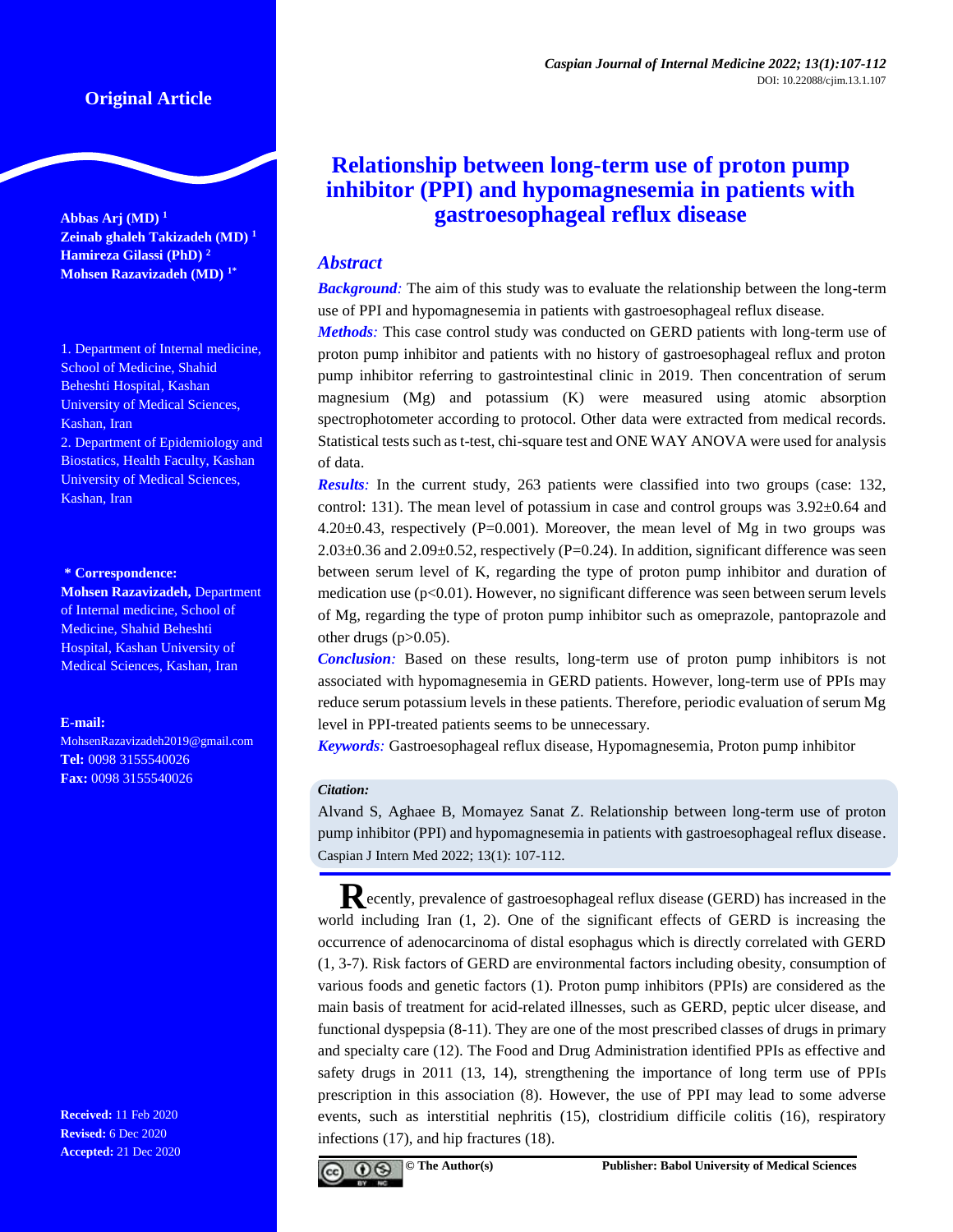Original Article

# Relationship between long-term use of proton pump inhibitor (PPI) and hypomagnesemia in patients with gastroesophageal reflux disease

**Abbas Arj (MD)** [1]
**Zeinab ghaleh Takizadeh (MD)** [1]
**Hamireza Gilassi (PhD)** [2]
**Mohsen Razavizadeh (MD)** [1*]

1. Department of Internal medicine, School of Medicine, Shahid Beheshti Hospital, Kashan University of Medical Sciences, Kashan, Iran
2. Department of Epidemiology and Biostatistics, Health Faculty, Kashan University of Medical Sciences, Kashan, Iran

**\* Correspondence:**
**Mohsen Razavizadeh,** Department of Internal medicine, School of Medicine, Shahid Beheshti Hospital, Kashan University of Medical Sciences, Kashan, Iran

**E-mail:** MohsenRazavizadeh2019@gmail.com
**Tel:** 0098 3155540026
**Fax:** 0098 3155540026

**Received:** 11 Feb 2020
**Revised:** 6 Dec 2020
**Accepted:** 21 Dec 2020

## Abstract

***Background:*** The aim of this study was to evaluate the relationship between the long-term use of PPI and hypomagnesemia in patients with gastroesophageal reflux disease.

***Methods:*** This case control study was conducted on GERD patients with long-term use of proton pump inhibitor and patients with no history of gastroesophageal reflux and proton pump inhibitor referring to gastrointestinal clinic in 2019. Then concentration of serum magnesium (Mg) and potassium (K) were measured using atomic absorption spectrophotometer according to protocol. Other data were extracted from medical records. Statistical tests such as t-test, chi-square test and ONE WAY ANOVA were used for analysis of data.

***Results:*** In the current study, 263 patients were classified into two groups (case: 132, control: 131). The mean level of potassium in case and control groups was 3.92±0.64 and 4.20±0.43, respectively (P=0.001). Moreover, the mean level of Mg in two groups was 2.03±0.36 and 2.09±0.52, respectively (P=0.24). In addition, significant difference was seen between serum level of K, regarding the type of proton pump inhibitor and duration of medication use (p<0.01). However, no significant difference was seen between serum levels of Mg, regarding the type of proton pump inhibitor such as omeprazole, pantoprazole and other drugs (p>0.05).

***Conclusion:*** Based on these results, long-term use of proton pump inhibitors is not associated with hypomagnesemia in GERD patients. However, long-term use of PPIs may reduce serum potassium levels in these patients. Therefore, periodic evaluation of serum Mg level in PPI-treated patients seems to be unnecessary.

***Keywords:*** Gastroesophageal reflux disease, Hypomagnesemia, Proton pump inhibitor

***Citation:***
Alvand S, Aghaee B, Momayez Sanat Z. Relationship between long-term use of proton pump inhibitor (PPI) and hypomagnesemia in patients with gastroesophageal reflux disease. Caspian J Intern Med 2022; 13(1): 107-112.

Recently, prevalence of gastroesophageal reflux disease (GERD) has increased in the world including Iran (1, 2). One of the significant effects of GERD is increasing the occurrence of adenocarcinoma of distal esophagus which is directly correlated with GERD (1, 3-7). Risk factors of GERD are environmental factors including obesity, consumption of various foods and genetic factors (1). Proton pump inhibitors (PPIs) are considered as the main basis of treatment for acid-related illnesses, such as GERD, peptic ulcer disease, and functional dyspepsia (8-11). They are one of the most prescribed classes of drugs in primary and specialty care (12). The Food and Drug Administration identified PPIs as effective and safety drugs in 2011 (13, 14), strengthening the importance of long term use of PPIs prescription in this association (8). However, the use of PPI may lead to some adverse events, such as interstitial nephritis (15), clostridium difficile colitis (16), respiratory infections (17), and hip fractures (18).

© The Author(s) Publisher: Babol University of Medical Sciences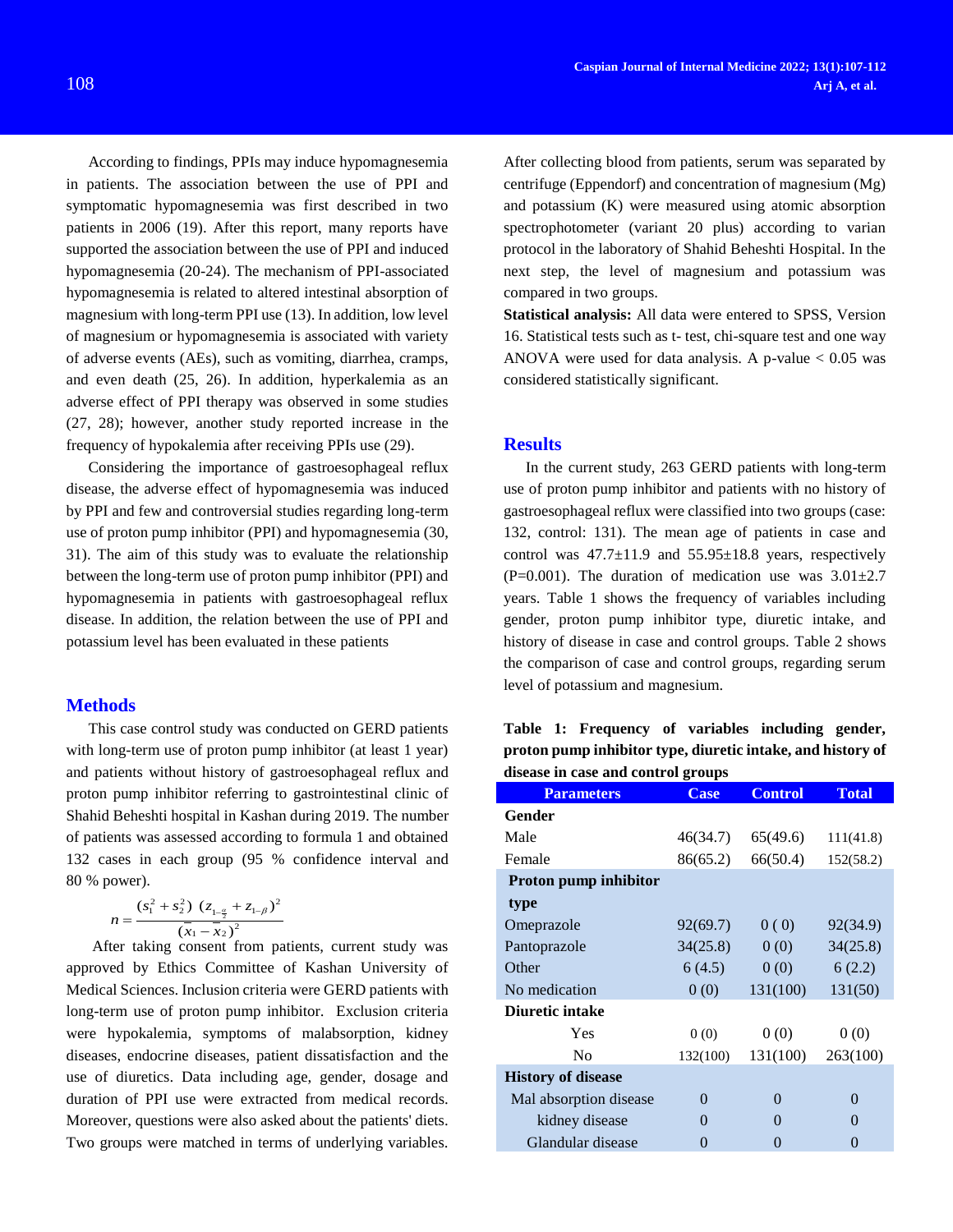According to findings, PPIs may induce hypomagnesemia in patients. The association between the use of PPI and symptomatic hypomagnesemia was first described in two patients in 2006 (19). After this report, many reports have supported the association between the use of PPI and induced hypomagnesemia (20-24). The mechanism of PPI-associated hypomagnesemia is related to altered intestinal absorption of magnesium with long-term PPI use (13). In addition, low level of magnesium or hypomagnesemia is associated with variety of adverse events (AEs), such as vomiting, diarrhea, cramps, and even death (25, 26). In addition, hyperkalemia as an adverse effect of PPI therapy was observed in some studies (27, 28); however, another study reported increase in the frequency of hypokalemia after receiving PPIs use (29).

Considering the importance of gastroesophageal reflux disease, the adverse effect of hypomagnesemia was induced by PPI and few and controversial studies regarding long-term use of proton pump inhibitor (PPI) and hypomagnesemia (30, 31). The aim of this study was to evaluate the relationship between the long-term use of proton pump inhibitor (PPI) and hypomagnesemia in patients with gastroesophageal reflux disease. In addition, the relation between the use of PPI and potassium level has been evaluated in these patients

## Methods

This case control study was conducted on GERD patients with long-term use of proton pump inhibitor (at least 1 year) and patients without history of gastroesophageal reflux and proton pump inhibitor referring to gastrointestinal clinic of Shahid Beheshti hospital in Kashan during 2019. The number of patients was assessed according to formula 1 and obtained 132 cases in each group (95 % confidence interval and 80 % power).

$$n = \frac{(s_1^2 + s_2^2)\ (z_{1-\frac{\alpha}{2}} + z_{1-\beta})^2}{(\bar{x}_1 - \bar{x}_2)^2}$$

After taking consent from patients, current study was approved by Ethics Committee of Kashan University of Medical Sciences. Inclusion criteria were GERD patients with long-term use of proton pump inhibitor. Exclusion criteria were hypokalemia, symptoms of malabsorption, kidney diseases, endocrine diseases, patient dissatisfaction and the use of diuretics. Data including age, gender, dosage and duration of PPI use were extracted from medical records. Moreover, questions were also asked about the patients' diets. Two groups were matched in terms of underlying variables. After collecting blood from patients, serum was separated by centrifuge (Eppendorf) and concentration of magnesium (Mg) and potassium (K) were measured using atomic absorption spectrophotometer (variant 20 plus) according to varian protocol in the laboratory of Shahid Beheshti Hospital. In the next step, the level of magnesium and potassium was compared in two groups.

**Statistical analysis:** All data were entered to SPSS, Version 16. Statistical tests such as t- test, chi-square test and one way ANOVA were used for data analysis. A p-value < 0.05 was considered statistically significant.

## Results

In the current study, 263 GERD patients with long-term use of proton pump inhibitor and patients with no history of gastroesophageal reflux were classified into two groups (case: 132, control: 131). The mean age of patients in case and control was 47.7±11.9 and 55.95±18.8 years, respectively (P=0.001). The duration of medication use was 3.01±2.7 years. Table 1 shows the frequency of variables including gender, proton pump inhibitor type, diuretic intake, and history of disease in case and control groups. Table 2 shows the comparison of case and control groups, regarding serum level of potassium and magnesium.

**Table 1: Frequency of variables including gender, proton pump inhibitor type, diuretic intake, and history of disease in case and control groups**

| Parameters | Case | Control | Total |
|---|---|---|---|
| **Gender** | | | |
| Male | 46(34.7) | 65(49.6) | 111(41.8) |
| Female | 86(65.2) | 66(50.4) | 152(58.2) |
| **Proton pump inhibitor type** | | | |
| Omeprazole | 92(69.7) | 0 ( 0) | 92(34.9) |
| Pantoprazole | 34(25.8) | 0 (0) | 34(25.8) |
| Other | 6 (4.5) | 0 (0) | 6 (2.2) |
| No medication | 0 (0) | 131(100) | 131(50) |
| **Diuretic intake** | | | |
| Yes | 0 (0) | 0 (0) | 0 (0) |
| No | 132(100) | 131(100) | 263(100) |
| **History of disease** | | | |
| Mal absorption disease | 0 | 0 | 0 |
| kidney disease | 0 | 0 | 0 |
| Glandular disease | 0 | 0 | 0 |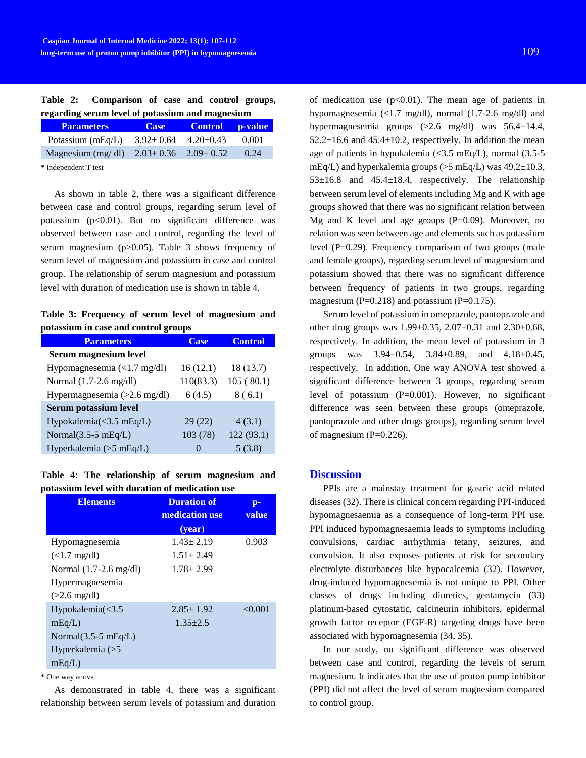**Table 2: Comparison of case and control groups, regarding serum level of potassium and magnesium**

| Parameters | Case | Control | p-value |
|---|---|---|---|
| Potassium (mEq/L) | 3.92± 0.64 | 4.20±0.43 | 0.001 |
| Magnesium (mg/ dl) | 2.03± 0.36 | 2.09± 0.52 | 0.24 |

\* Independent T test

As shown in table 2, there was a significant difference between case and control groups, regarding serum level of potassium ($p<0.01$). But no significant difference was observed between case and control, regarding the level of serum magnesium ($p>0.05$). Table 3 shows frequency of serum level of magnesium and potassium in case and control group. The relationship of serum magnesium and potassium level with duration of medication use is shown in table 4.

**Table 3: Frequency of serum level of magnesium and potassium in case and control groups**

| Parameters | Case | Control |
|---|---|---|
| **Serum magnesium level** | | |
| Hypomagnesemia (<1.7 mg/dl) | 16 (12.1) | 18 (13.7) |
| Normal (1.7-2.6 mg/dl) | 110(83.3) | 105 ( 80.1) |
| Hypermagnesemia (>2.6 mg/dl) | 6 (4.5) | 8 ( 6.1) |
| **Serum potassium level** | | |
| Hypokalemia(<3.5 mEq/L) | 29 (22) | 4 (3.1) |
| Normal(3.5-5 mEq/L) | 103 (78) | 122 (93.1) |
| Hyperkalemia (>5 mEq/L) | 0 | 5 (3.8) |

**Table 4: The relationship of serum magnesium and potassium level with duration of medication use**

| Elements | Duration of medication use (year) | p-value |
|---|---|---|
| Hypomagnesemia (<1.7 mg/dl) | 1.43± 2.19 | 0.903 |
| Normal (1.7-2.6 mg/dl) | 1.51± 2.49 | |
| Hypermagnesemia (>2.6 mg/dl) | 1.78± 2.99 | |
| Hypokalemia(<3.5 mEq/L) | 2.85± 1.92 | <0.001 |
| Normal(3.5-5 mEq/L) | 1.35±2.5 | |
| Hyperkalemia (>5 mEq/L) | | |

\* One way anova

As demonstrated in table 4, there was a significant relationship between serum levels of potassium and duration of medication use ($p<0.01$). The mean age of patients in hypomagnesemia (<1.7 mg/dl), normal (1.7-2.6 mg/dl) and hypermagnesemia groups (>2.6 mg/dl) was 56.4±14.4, 52.2±16.6 and 45.4±10.2, respectively. In addition the mean age of patients in hypokalemia (<3.5 mEq/L), normal (3.5-5 mEq/L) and hyperkalemia groups (>5 mEq/L) was 49.2±10.3, 53±16.8 and 45.4±18.4, respectively. The relationship between serum level of elements including Mg and K with age groups showed that there was no significant relation between Mg and K level and age groups ($P=0.09$). Moreover, no relation was seen between age and elements such as potassium level ($P=0.29$). Frequency comparison of two groups (male and female groups), regarding serum level of magnesium and potassium showed that there was no significant difference between frequency of patients in two groups, regarding magnesium ($P=0.218$) and potassium ($P=0.175$).

Serum level of potassium in omeprazole, pantoprazole and other drug groups was 1.99±0.35, 2.07±0.31 and 2.30±0.68, respectively. In addition, the mean level of potassium in 3 groups was 3.94±0.54, 3.84±0.89, and 4.18±0.45, respectively. In addition, One way ANOVA test showed a significant difference between 3 groups, regarding serum level of potassium ($P=0.001$). However, no significant difference was seen between these groups (omeprazole, pantoprazole and other drugs groups), regarding serum level of magnesium ($P=0.226$).

## Discussion

PPIs are a mainstay treatment for gastric acid related diseases (32). There is clinical concern regarding PPI-induced hypomagnesaemia as a consequence of long-term PPI use. PPI induced hypomagnesaemia leads to symptoms including convulsions, cardiac arrhythmia tetany, seizures, and convulsion. It also exposes patients at risk for secondary electrolyte disturbances like hypocalcemia (32). However, drug-induced hypomagnesemia is not unique to PPI. Other classes of drugs including diuretics, gentamycin (33) platinum-based cytostatic, calcineurin inhibitors, epidermal growth factor receptor (EGF-R) targeting drugs have been associated with hypomagnesemia (34, 35).

In our study, no significant difference was observed between case and control, regarding the levels of serum magnesium. It indicates that the use of proton pump inhibitor (PPI) did not affect the level of serum magnesium compared to control group.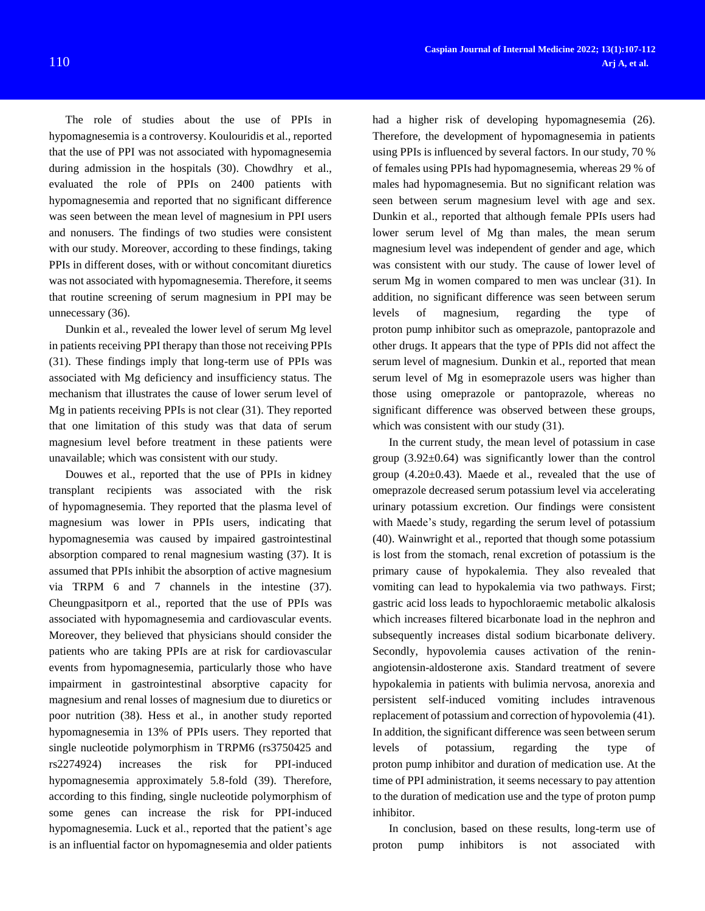The role of studies about the use of PPIs in hypomagnesemia is a controversy. Koulouridis et al., reported that the use of PPI was not associated with hypomagnesemia during admission in the hospitals (30). Chowdhry et al., evaluated the role of PPIs on 2400 patients with hypomagnesemia and reported that no significant difference was seen between the mean level of magnesium in PPI users and nonusers. The findings of two studies were consistent with our study. Moreover, according to these findings, taking PPIs in different doses, with or without concomitant diuretics was not associated with hypomagnesemia. Therefore, it seems that routine screening of serum magnesium in PPI may be unnecessary (36).

Dunkin et al., revealed the lower level of serum Mg level in patients receiving PPI therapy than those not receiving PPIs (31). These findings imply that long-term use of PPIs was associated with Mg deficiency and insufficiency status. The mechanism that illustrates the cause of lower serum level of Mg in patients receiving PPIs is not clear (31). They reported that one limitation of this study was that data of serum magnesium level before treatment in these patients were unavailable; which was consistent with our study.

Douwes et al., reported that the use of PPIs in kidney transplant recipients was associated with the risk of hypomagnesemia. They reported that the plasma level of magnesium was lower in PPIs users, indicating that hypomagnesemia was caused by impaired gastrointestinal absorption compared to renal magnesium wasting (37). It is assumed that PPIs inhibit the absorption of active magnesium via TRPM 6 and 7 channels in the intestine (37). Cheungpasitporn et al., reported that the use of PPIs was associated with hypomagnesemia and cardiovascular events. Moreover, they believed that physicians should consider the patients who are taking PPIs are at risk for cardiovascular events from hypomagnesemia, particularly those who have impairment in gastrointestinal absorptive capacity for magnesium and renal losses of magnesium due to diuretics or poor nutrition (38). Hess et al., in another study reported hypomagnesemia in 13% of PPIs users. They reported that single nucleotide polymorphism in TRPM6 (rs3750425 and rs2274924) increases the risk for PPI-induced hypomagnesemia approximately 5.8-fold (39). Therefore, according to this finding, single nucleotide polymorphism of some genes can increase the risk for PPI-induced hypomagnesemia. Luck et al., reported that the patient's age is an influential factor on hypomagnesemia and older patients had a higher risk of developing hypomagnesemia (26). Therefore, the development of hypomagnesemia in patients using PPIs is influenced by several factors. In our study, 70 % of females using PPIs had hypomagnesemia, whereas 29 % of males had hypomagnesemia. But no significant relation was seen between serum magnesium level with age and sex. Dunkin et al., reported that although female PPIs users had lower serum level of Mg than males, the mean serum magnesium level was independent of gender and age, which was consistent with our study. The cause of lower level of serum Mg in women compared to men was unclear (31). In addition, no significant difference was seen between serum levels of magnesium, regarding the type of proton pump inhibitor such as omeprazole, pantoprazole and other drugs. It appears that the type of PPIs did not affect the serum level of magnesium. Dunkin et al., reported that mean serum level of Mg in esomeprazole users was higher than those using omeprazole or pantoprazole, whereas no significant difference was observed between these groups, which was consistent with our study (31).

In the current study, the mean level of potassium in case group (3.92±0.64) was significantly lower than the control group (4.20±0.43). Maede et al., revealed that the use of omeprazole decreased serum potassium level via accelerating urinary potassium excretion. Our findings were consistent with Maede's study, regarding the serum level of potassium (40). Wainwright et al., reported that though some potassium is lost from the stomach, renal excretion of potassium is the primary cause of hypokalemia. They also revealed that vomiting can lead to hypokalemia via two pathways. First; gastric acid loss leads to hypochloraemic metabolic alkalosis which increases filtered bicarbonate load in the nephron and subsequently increases distal sodium bicarbonate delivery. Secondly, hypovolemia causes activation of the renin-angiotensin-aldosterone axis. Standard treatment of severe hypokalemia in patients with bulimia nervosa, anorexia and persistent self-induced vomiting includes intravenous replacement of potassium and correction of hypovolemia (41). In addition, the significant difference was seen between serum levels of potassium, regarding the type of proton pump inhibitor and duration of medication use. At the time of PPI administration, it seems necessary to pay attention to the duration of medication use and the type of proton pump inhibitor.

In conclusion, based on these results, long-term use of proton pump inhibitors is not associated with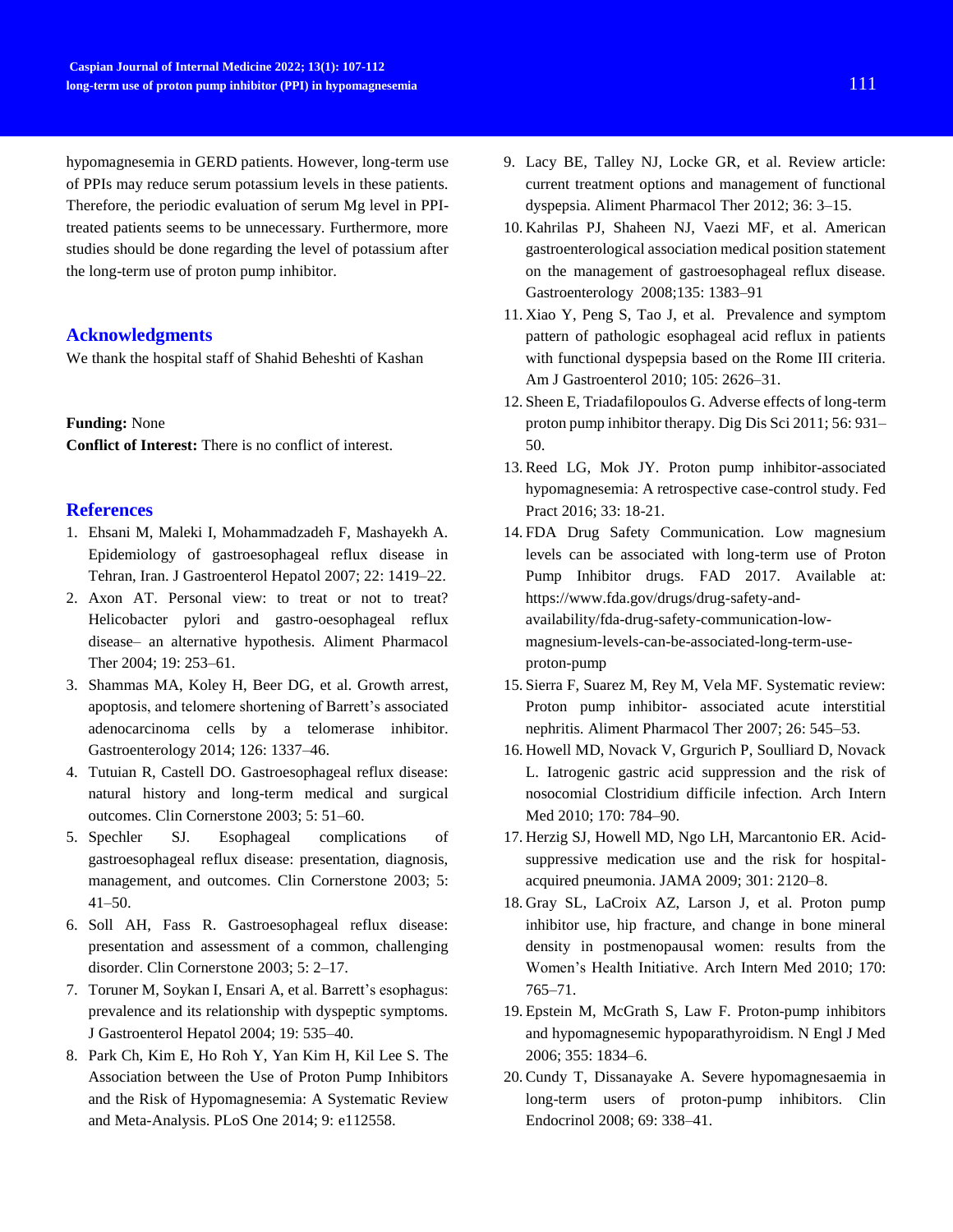hypomagnesemia in GERD patients. However, long-term use of PPIs may reduce serum potassium levels in these patients. Therefore, the periodic evaluation of serum Mg level in PPI-treated patients seems to be unnecessary. Furthermore, more studies should be done regarding the level of potassium after the long-term use of proton pump inhibitor.

## Acknowledgments

We thank the hospital staff of Shahid Beheshti of Kashan

**Funding:** None

**Conflict of Interest:** There is no conflict of interest.

## References

1. Ehsani M, Maleki I, Mohammadzadeh F, Mashayekh A. Epidemiology of gastroesophageal reflux disease in Tehran, Iran. J Gastroenterol Hepatol 2007; 22: 1419–22.
2. Axon AT. Personal view: to treat or not to treat? Helicobacter pylori and gastro-oesophageal reflux disease– an alternative hypothesis. Aliment Pharmacol Ther 2004; 19: 253–61.
3. Shammas MA, Koley H, Beer DG, et al. Growth arrest, apoptosis, and telomere shortening of Barrett's associated adenocarcinoma cells by a telomerase inhibitor. Gastroenterology 2014; 126: 1337–46.
4. Tutuian R, Castell DO. Gastroesophageal reflux disease: natural history and long-term medical and surgical outcomes. Clin Cornerstone 2003; 5: 51–60.
5. Spechler SJ. Esophageal complications of gastroesophageal reflux disease: presentation, diagnosis, management, and outcomes. Clin Cornerstone 2003; 5: 41–50.
6. Soll AH, Fass R. Gastroesophageal reflux disease: presentation and assessment of a common, challenging disorder. Clin Cornerstone 2003; 5: 2–17.
7. Toruner M, Soykan I, Ensari A, et al. Barrett's esophagus: prevalence and its relationship with dyspeptic symptoms. J Gastroenterol Hepatol 2004; 19: 535–40.
8. Park Ch, Kim E, Ho Roh Y, Yan Kim H, Kil Lee S. The Association between the Use of Proton Pump Inhibitors and the Risk of Hypomagnesemia: A Systematic Review and Meta-Analysis. PLoS One 2014; 9: e112558.
9. Lacy BE, Talley NJ, Locke GR, et al. Review article: current treatment options and management of functional dyspepsia. Aliment Pharmacol Ther 2012; 36: 3–15.
10. Kahrilas PJ, Shaheen NJ, Vaezi MF, et al. American gastroenterological association medical position statement on the management of gastroesophageal reflux disease. Gastroenterology 2008;135: 1383–91
11. Xiao Y, Peng S, Tao J, et al. Prevalence and symptom pattern of pathologic esophageal acid reflux in patients with functional dyspepsia based on the Rome III criteria. Am J Gastroenterol 2010; 105: 2626–31.
12. Sheen E, Triadafilopoulos G. Adverse effects of long-term proton pump inhibitor therapy. Dig Dis Sci 2011; 56: 931–50.
13. Reed LG, Mok JY. Proton pump inhibitor-associated hypomagnesemia: A retrospective case-control study. Fed Pract 2016; 33: 18-21.
14. FDA Drug Safety Communication. Low magnesium levels can be associated with long-term use of Proton Pump Inhibitor drugs. FAD 2017. Available at: https://www.fda.gov/drugs/drug-safety-and-availability/fda-drug-safety-communication-low-magnesium-levels-can-be-associated-long-term-use-proton-pump
15. Sierra F, Suarez M, Rey M, Vela MF. Systematic review: Proton pump inhibitor- associated acute interstitial nephritis. Aliment Pharmacol Ther 2007; 26: 545–53.
16. Howell MD, Novack V, Grgurich P, Soulliard D, Novack L. Iatrogenic gastric acid suppression and the risk of nosocomial Clostridium difficile infection. Arch Intern Med 2010; 170: 784–90.
17. Herzig SJ, Howell MD, Ngo LH, Marcantonio ER. Acid-suppressive medication use and the risk for hospital-acquired pneumonia. JAMA 2009; 301: 2120–8.
18. Gray SL, LaCroix AZ, Larson J, et al. Proton pump inhibitor use, hip fracture, and change in bone mineral density in postmenopausal women: results from the Women's Health Initiative. Arch Intern Med 2010; 170: 765–71.
19. Epstein M, McGrath S, Law F. Proton-pump inhibitors and hypomagnesemic hypoparathyroidism. N Engl J Med 2006; 355: 1834–6.
20. Cundy T, Dissanayake A. Severe hypomagnesaemia in long-term users of proton-pump inhibitors. Clin Endocrinol 2008; 69: 338–41.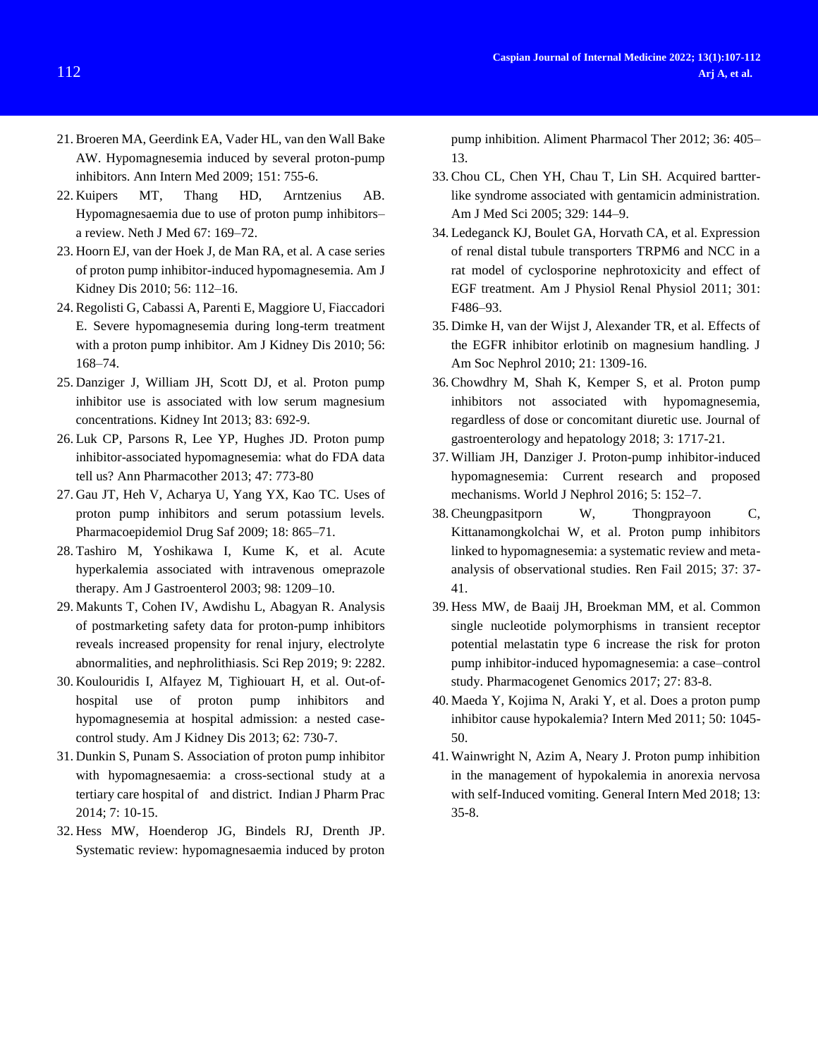21. Broeren MA, Geerdink EA, Vader HL, van den Wall Bake AW. Hypomagnesemia induced by several proton-pump inhibitors. Ann Intern Med 2009; 151: 755-6.
22. Kuipers MT, Thang HD, Arntzenius AB. Hypomagnesaemia due to use of proton pump inhibitors–a review. Neth J Med 67: 169–72.
23. Hoorn EJ, van der Hoek J, de Man RA, et al. A case series of proton pump inhibitor-induced hypomagnesemia. Am J Kidney Dis 2010; 56: 112–16.
24. Regolisti G, Cabassi A, Parenti E, Maggiore U, Fiaccadori E. Severe hypomagnesemia during long-term treatment with a proton pump inhibitor. Am J Kidney Dis 2010; 56: 168–74.
25. Danziger J, William JH, Scott DJ, et al. Proton pump inhibitor use is associated with low serum magnesium concentrations. Kidney Int 2013; 83: 692-9.
26. Luk CP, Parsons R, Lee YP, Hughes JD. Proton pump inhibitor-associated hypomagnesemia: what do FDA data tell us? Ann Pharmacother 2013; 47: 773-80
27. Gau JT, Heh V, Acharya U, Yang YX, Kao TC. Uses of proton pump inhibitors and serum potassium levels. Pharmacoepidemiol Drug Saf 2009; 18: 865–71.
28. Tashiro M, Yoshikawa I, Kume K, et al. Acute hyperkalemia associated with intravenous omeprazole therapy. Am J Gastroenterol 2003; 98: 1209–10.
29. Makunts T, Cohen IV, Awdishu L, Abagyan R. Analysis of postmarketing safety data for proton-pump inhibitors reveals increased propensity for renal injury, electrolyte abnormalities, and nephrolithiasis. Sci Rep 2019; 9: 2282.
30. Koulouridis I, Alfayez M, Tighiouart H, et al. Out-of-hospital use of proton pump inhibitors and hypomagnesemia at hospital admission: a nested case-control study. Am J Kidney Dis 2013; 62: 730-7.
31. Dunkin S, Punam S. Association of proton pump inhibitor with hypomagnesaemia: a cross-sectional study at a tertiary care hospital of and district. Indian J Pharm Prac 2014; 7: 10-15.
32. Hess MW, Hoenderop JG, Bindels RJ, Drenth JP. Systematic review: hypomagnesaemia induced by proton pump inhibition. Aliment Pharmacol Ther 2012; 36: 405–13.
33. Chou CL, Chen YH, Chau T, Lin SH. Acquired bartter-like syndrome associated with gentamicin administration. Am J Med Sci 2005; 329: 144–9.
34. Ledeganck KJ, Boulet GA, Horvath CA, et al. Expression of renal distal tubule transporters TRPM6 and NCC in a rat model of cyclosporine nephrotoxicity and effect of EGF treatment. Am J Physiol Renal Physiol 2011; 301: F486–93.
35. Dimke H, van der Wijst J, Alexander TR, et al. Effects of the EGFR inhibitor erlotinib on magnesium handling. J Am Soc Nephrol 2010; 21: 1309-16.
36. Chowdhry M, Shah K, Kemper S, et al. Proton pump inhibitors not associated with hypomagnesemia, regardless of dose or concomitant diuretic use. Journal of gastroenterology and hepatology 2018; 3: 1717-21.
37. William JH, Danziger J. Proton-pump inhibitor-induced hypomagnesemia: Current research and proposed mechanisms. World J Nephrol 2016; 5: 152–7.
38. Cheungpasitporn W, Thongprayoon C, Kittanamongkolchai W, et al. Proton pump inhibitors linked to hypomagnesemia: a systematic review and meta-analysis of observational studies. Ren Fail 2015; 37: 37-41.
39. Hess MW, de Baaij JH, Broekman MM, et al. Common single nucleotide polymorphisms in transient receptor potential melastatin type 6 increase the risk for proton pump inhibitor-induced hypomagnesemia: a case–control study. Pharmacogenet Genomics 2017; 27: 83-8.
40. Maeda Y, Kojima N, Araki Y, et al. Does a proton pump inhibitor cause hypokalemia? Intern Med 2011; 50: 1045-50.
41. Wainwright N, Azim A, Neary J. Proton pump inhibition in the management of hypokalemia in anorexia nervosa with self-Induced vomiting. General Intern Med 2018; 13: 35-8.